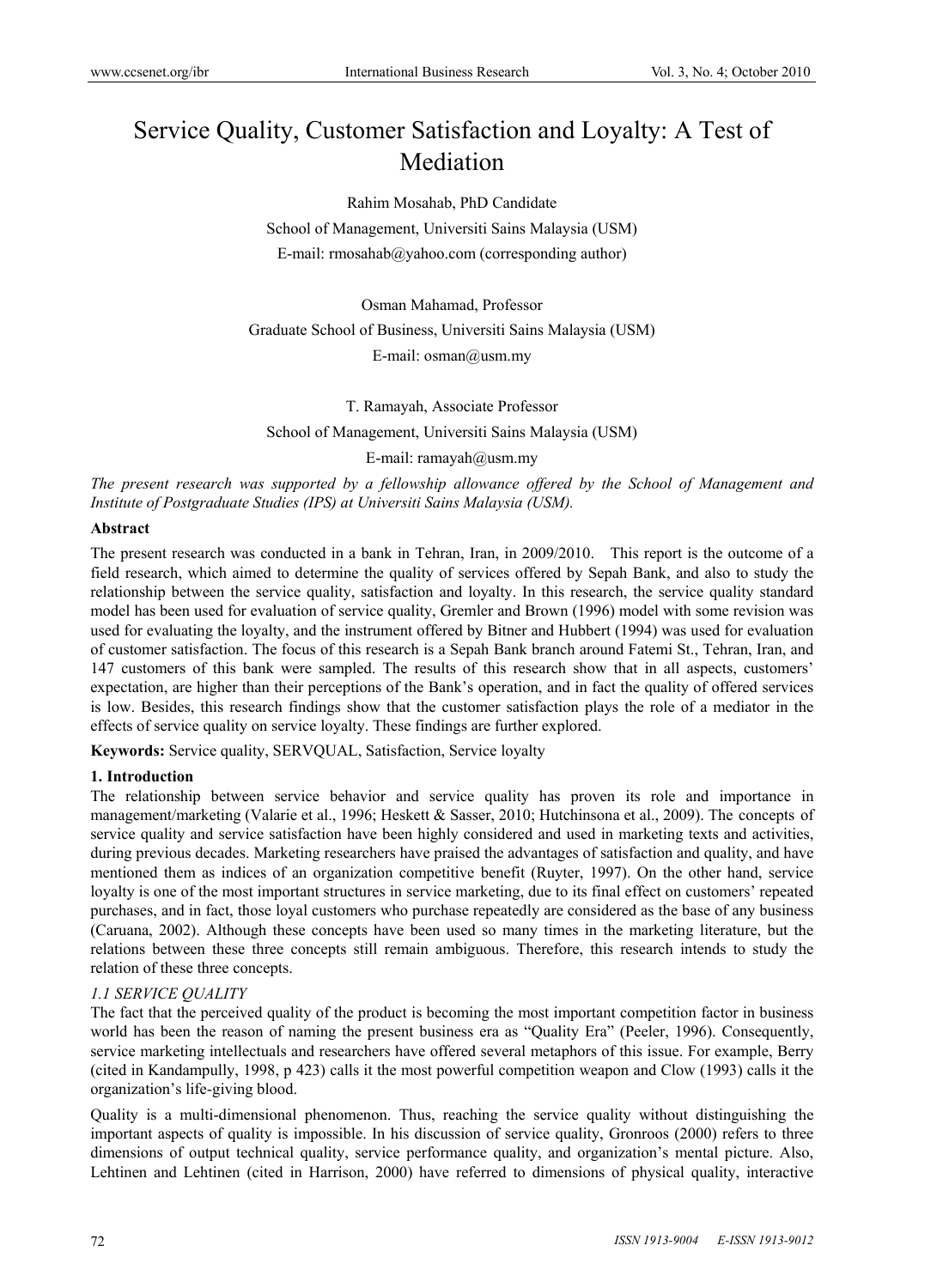# Service Quality, Customer Satisfaction and Loyalty: A Test of Mediation

Rahim Mosahab, PhD Candidate

School of Management, Universiti Sains Malaysia (USM)

E-mail: rmosahab@yahoo.com (corresponding author)

Osman Mahamad, Professor

Graduate School of Business, Universiti Sains Malaysia (USM)

E-mail: osman@usm.my

T. Ramayah, Associate Professor

School of Management, Universiti Sains Malaysia (USM)

E-mail: ramayah@usm.my

*The present research was supported by a fellowship allowance offered by the School of Management and Institute of Postgraduate Studies (IPS) at Universiti Sains Malaysia (USM).*

**Abstract**

The present research was conducted in a bank in Tehran, Iran, in 2009/2010. This report is the outcome of a field research, which aimed to determine the quality of services offered by Sepah Bank, and also to study the relationship between the service quality, satisfaction and loyalty. In this research, the service quality standard model has been used for evaluation of service quality, Gremler and Brown (1996) model with some revision was used for evaluating the loyalty, and the instrument offered by Bitner and Hubbert (1994) was used for evaluation of customer satisfaction. The focus of this research is a Sepah Bank branch around Fatemi St., Tehran, Iran, and 147 customers of this bank were sampled. The results of this research show that in all aspects, customers' expectation, are higher than their perceptions of the Bank's operation, and in fact the quality of offered services is low. Besides, this research findings show that the customer satisfaction plays the role of a mediator in the effects of service quality on service loyalty. These findings are further explored.

**Keywords:** Service quality, SERVQUAL, Satisfaction, Service loyalty

## 1. Introduction

The relationship between service behavior and service quality has proven its role and importance in management/marketing (Valarie et al., 1996; Heskett & Sasser, 2010; Hutchinsona et al., 2009). The concepts of service quality and service satisfaction have been highly considered and used in marketing texts and activities, during previous decades. Marketing researchers have praised the advantages of satisfaction and quality, and have mentioned them as indices of an organization competitive benefit (Ruyter, 1997). On the other hand, service loyalty is one of the most important structures in service marketing, due to its final effect on customers' repeated purchases, and in fact, those loyal customers who purchase repeatedly are considered as the base of any business (Caruana, 2002). Although these concepts have been used so many times in the marketing literature, but the relations between these three concepts still remain ambiguous. Therefore, this research intends to study the relation of these three concepts.

### *1.1 SERVICE QUALITY*

The fact that the perceived quality of the product is becoming the most important competition factor in business world has been the reason of naming the present business era as "Quality Era" (Peeler, 1996). Consequently, service marketing intellectuals and researchers have offered several metaphors of this issue. For example, Berry (cited in Kandampully, 1998, p 423) calls it the most powerful competition weapon and Clow (1993) calls it the organization's life-giving blood.

Quality is a multi-dimensional phenomenon. Thus, reaching the service quality without distinguishing the important aspects of quality is impossible. In his discussion of service quality, Gronroos (2000) refers to three dimensions of output technical quality, service performance quality, and organization's mental picture. Also, Lehtinen and Lehtinen (cited in Harrison, 2000) have referred to dimensions of physical quality, interactive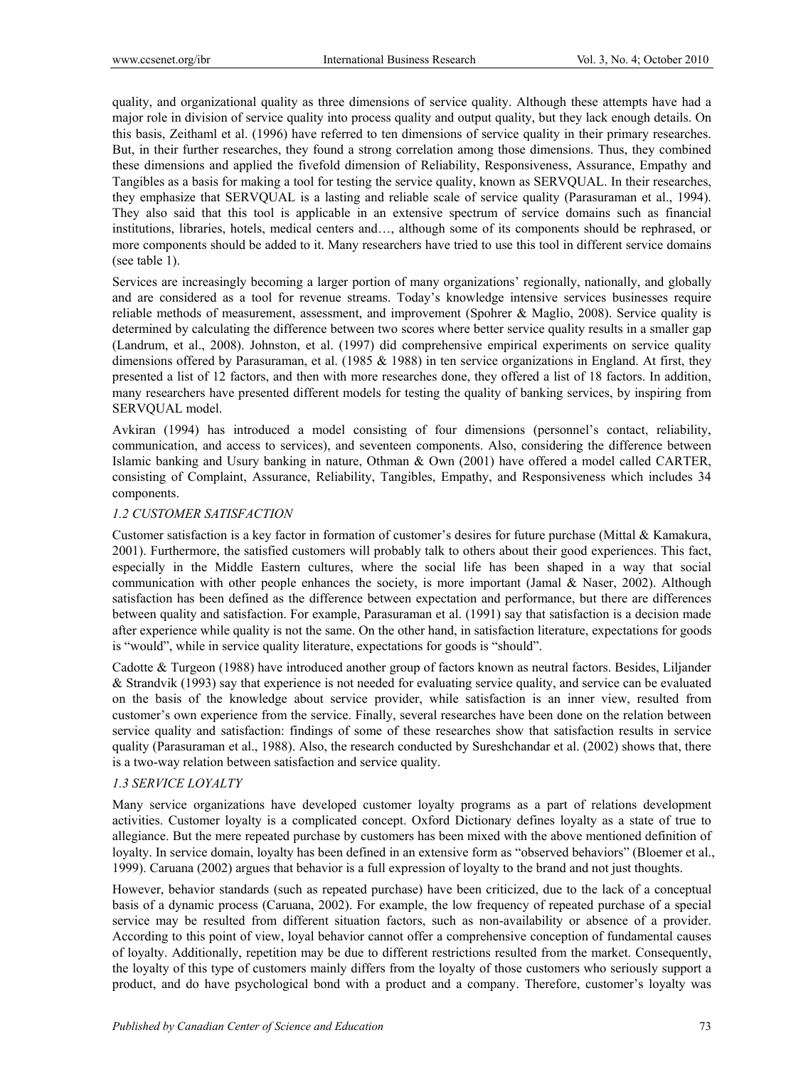quality, and organizational quality as three dimensions of service quality. Although these attempts have had a major role in division of service quality into process quality and output quality, but they lack enough details. On this basis, Zeithaml et al. (1996) have referred to ten dimensions of service quality in their primary researches. But, in their further researches, they found a strong correlation among those dimensions. Thus, they combined these dimensions and applied the fivefold dimension of Reliability, Responsiveness, Assurance, Empathy and Tangibles as a basis for making a tool for testing the service quality, known as SERVQUAL. In their researches, they emphasize that SERVQUAL is a lasting and reliable scale of service quality (Parasuraman et al., 1994). They also said that this tool is applicable in an extensive spectrum of service domains such as financial institutions, libraries, hotels, medical centers and…, although some of its components should be rephrased, or more components should be added to it. Many researchers have tried to use this tool in different service domains (see table 1).

Services are increasingly becoming a larger portion of many organizations' regionally, nationally, and globally and are considered as a tool for revenue streams. Today's knowledge intensive services businesses require reliable methods of measurement, assessment, and improvement (Spohrer & Maglio, 2008). Service quality is determined by calculating the difference between two scores where better service quality results in a smaller gap (Landrum, et al., 2008). Johnston, et al. (1997) did comprehensive empirical experiments on service quality dimensions offered by Parasuraman, et al. (1985 & 1988) in ten service organizations in England. At first, they presented a list of 12 factors, and then with more researches done, they offered a list of 18 factors. In addition, many researchers have presented different models for testing the quality of banking services, by inspiring from SERVQUAL model.

Avkiran (1994) has introduced a model consisting of four dimensions (personnel's contact, reliability, communication, and access to services), and seventeen components. Also, considering the difference between Islamic banking and Usury banking in nature, Othman & Own (2001) have offered a model called CARTER, consisting of Complaint, Assurance, Reliability, Tangibles, Empathy, and Responsiveness which includes 34 components.

### *1.2 CUSTOMER SATISFACTION*

Customer satisfaction is a key factor in formation of customer's desires for future purchase (Mittal & Kamakura, 2001). Furthermore, the satisfied customers will probably talk to others about their good experiences. This fact, especially in the Middle Eastern cultures, where the social life has been shaped in a way that social communication with other people enhances the society, is more important (Jamal & Naser, 2002). Although satisfaction has been defined as the difference between expectation and performance, but there are differences between quality and satisfaction. For example, Parasuraman et al. (1991) say that satisfaction is a decision made after experience while quality is not the same. On the other hand, in satisfaction literature, expectations for goods is "would", while in service quality literature, expectations for goods is "should".

Cadotte & Turgeon (1988) have introduced another group of factors known as neutral factors. Besides, Liljander & Strandvik (1993) say that experience is not needed for evaluating service quality, and service can be evaluated on the basis of the knowledge about service provider, while satisfaction is an inner view, resulted from customer's own experience from the service. Finally, several researches have been done on the relation between service quality and satisfaction: findings of some of these researches show that satisfaction results in service quality (Parasuraman et al., 1988). Also, the research conducted by Sureshchandar et al. (2002) shows that, there is a two-way relation between satisfaction and service quality.

### *1.3 SERVICE LOYALTY*

Many service organizations have developed customer loyalty programs as a part of relations development activities. Customer loyalty is a complicated concept. Oxford Dictionary defines loyalty as a state of true to allegiance. But the mere repeated purchase by customers has been mixed with the above mentioned definition of loyalty. In service domain, loyalty has been defined in an extensive form as "observed behaviors" (Bloemer et al., 1999). Caruana (2002) argues that behavior is a full expression of loyalty to the brand and not just thoughts.

However, behavior standards (such as repeated purchase) have been criticized, due to the lack of a conceptual basis of a dynamic process (Caruana, 2002). For example, the low frequency of repeated purchase of a special service may be resulted from different situation factors, such as non-availability or absence of a provider. According to this point of view, loyal behavior cannot offer a comprehensive conception of fundamental causes of loyalty. Additionally, repetition may be due to different restrictions resulted from the market. Consequently, the loyalty of this type of customers mainly differs from the loyalty of those customers who seriously support a product, and do have psychological bond with a product and a company. Therefore, customer's loyalty was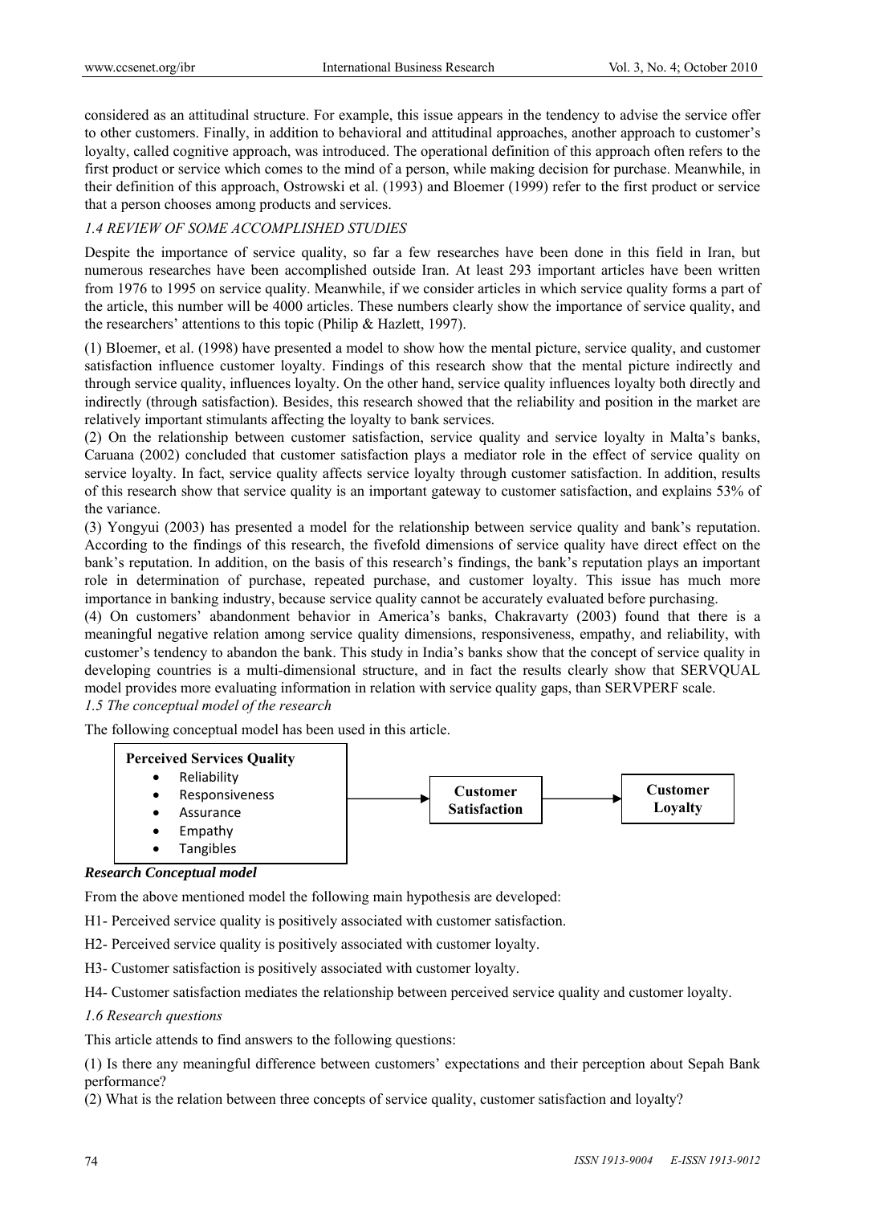considered as an attitudinal structure. For example, this issue appears in the tendency to advise the service offer to other customers. Finally, in addition to behavioral and attitudinal approaches, another approach to customer's loyalty, called cognitive approach, was introduced. The operational definition of this approach often refers to the first product or service which comes to the mind of a person, while making decision for purchase. Meanwhile, in their definition of this approach, Ostrowski et al. (1993) and Bloemer (1999) refer to the first product or service that a person chooses among products and services.

### *1.4 REVIEW OF SOME ACCOMPLISHED STUDIES*

Despite the importance of service quality, so far a few researches have been done in this field in Iran, but numerous researches have been accomplished outside Iran. At least 293 important articles have been written from 1976 to 1995 on service quality. Meanwhile, if we consider articles in which service quality forms a part of the article, this number will be 4000 articles. These numbers clearly show the importance of service quality, and the researchers' attentions to this topic (Philip & Hazlett, 1997).

(1) Bloemer, et al. (1998) have presented a model to show how the mental picture, service quality, and customer satisfaction influence customer loyalty. Findings of this research show that the mental picture indirectly and through service quality, influences loyalty. On the other hand, service quality influences loyalty both directly and indirectly (through satisfaction). Besides, this research showed that the reliability and position in the market are relatively important stimulants affecting the loyalty to bank services.

(2) On the relationship between customer satisfaction, service quality and service loyalty in Malta's banks, Caruana (2002) concluded that customer satisfaction plays a mediator role in the effect of service quality on service loyalty. In fact, service quality affects service loyalty through customer satisfaction. In addition, results of this research show that service quality is an important gateway to customer satisfaction, and explains 53% of the variance.

(3) Yongyui (2003) has presented a model for the relationship between service quality and bank's reputation. According to the findings of this research, the fivefold dimensions of service quality have direct effect on the bank's reputation. In addition, on the basis of this research's findings, the bank's reputation plays an important role in determination of purchase, repeated purchase, and customer loyalty. This issue has much more importance in banking industry, because service quality cannot be accurately evaluated before purchasing.

(4) On customers' abandonment behavior in America's banks, Chakravarty (2003) found that there is a meaningful negative relation among service quality dimensions, responsiveness, empathy, and reliability, with customer's tendency to abandon the bank. This study in India's banks show that the concept of service quality in developing countries is a multi-dimensional structure, and in fact the results clearly show that SERVQUAL model provides more evaluating information in relation with service quality gaps, than SERVPERF scale.

### *1.5 The conceptual model of the research*

The following conceptual model has been used in this article.

**Perceived Services Quality**
- Reliability
- Responsiveness
- Assurance
- Empathy
- Tangibles

→ **Customer Satisfaction** → **Customer Loyalty**

***Research Conceptual model***

From the above mentioned model the following main hypothesis are developed:

H1- Perceived service quality is positively associated with customer satisfaction.

H2- Perceived service quality is positively associated with customer loyalty.

H3- Customer satisfaction is positively associated with customer loyalty.

H4- Customer satisfaction mediates the relationship between perceived service quality and customer loyalty.

### *1.6 Research questions*

This article attends to find answers to the following questions:

(1) Is there any meaningful difference between customers' expectations and their perception about Sepah Bank performance?

(2) What is the relation between three concepts of service quality, customer satisfaction and loyalty?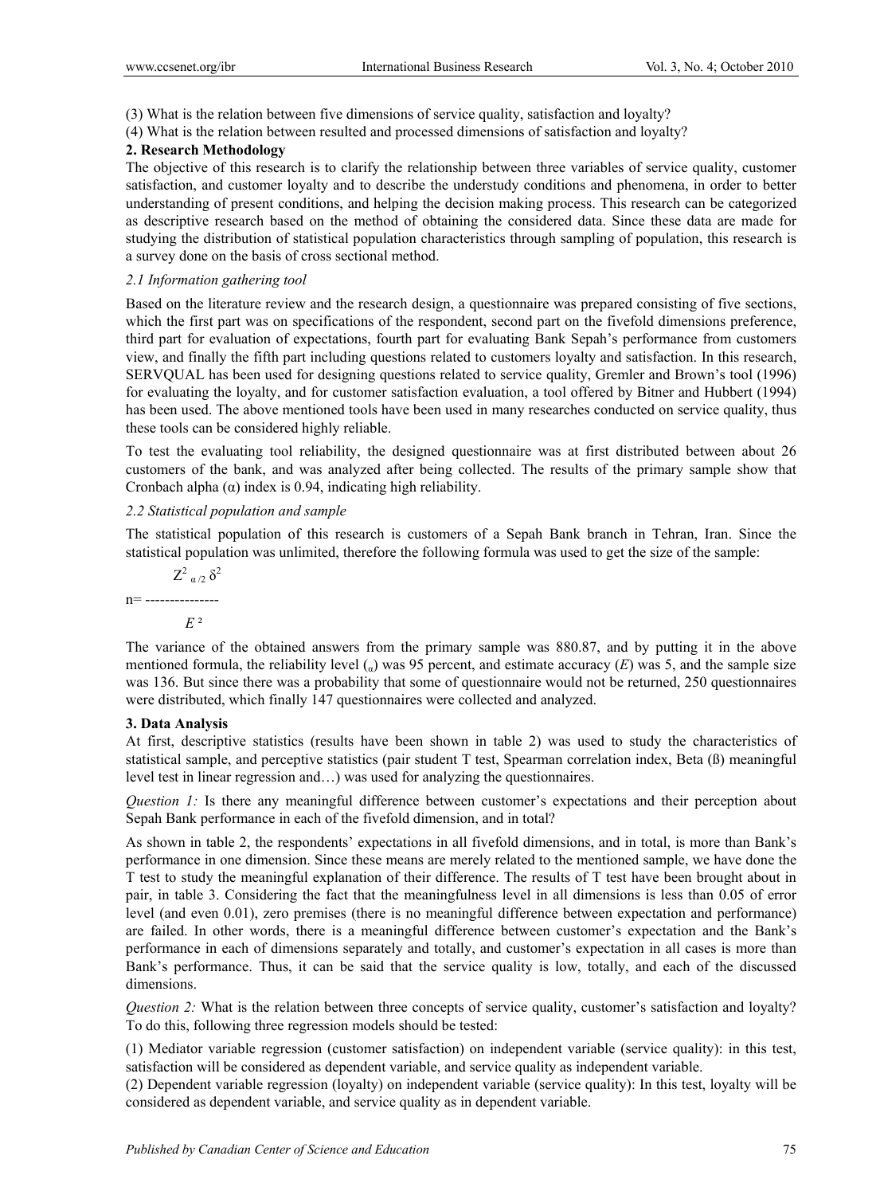(3) What is the relation between five dimensions of service quality, satisfaction and loyalty?

(4) What is the relation between resulted and processed dimensions of satisfaction and loyalty?

## 2. Research Methodology

The objective of this research is to clarify the relationship between three variables of service quality, customer satisfaction, and customer loyalty and to describe the understudy conditions and phenomena, in order to better understanding of present conditions, and helping the decision making process. This research can be categorized as descriptive research based on the method of obtaining the considered data. Since these data are made for studying the distribution of statistical population characteristics through sampling of population, this research is a survey done on the basis of cross sectional method.

### *2.1 Information gathering tool*

Based on the literature review and the research design, a questionnaire was prepared consisting of five sections, which the first part was on specifications of the respondent, second part on the fivefold dimensions preference, third part for evaluation of expectations, fourth part for evaluating Bank Sepah's performance from customers view, and finally the fifth part including questions related to customers loyalty and satisfaction. In this research, SERVQUAL has been used for designing questions related to service quality, Gremler and Brown's tool (1996) for evaluating the loyalty, and for customer satisfaction evaluation, a tool offered by Bitner and Hubbert (1994) has been used. The above mentioned tools have been used in many researches conducted on service quality, thus these tools can be considered highly reliable.

To test the evaluating tool reliability, the designed questionnaire was at first distributed between about 26 customers of the bank, and was analyzed after being collected. The results of the primary sample show that Cronbach alpha ($\alpha$) index is 0.94, indicating high reliability.

### *2.2 Statistical population and sample*

The statistical population of this research is customers of a Sepah Bank branch in Tehran, Iran. Since the statistical population was unlimited, therefore the following formula was used to get the size of the sample:

$$n = \frac{Z^2_{\alpha/2}\,\delta^2}{E^2}$$

The variance of the obtained answers from the primary sample was 880.87, and by putting it in the above mentioned formula, the reliability level ($\alpha$) was 95 percent, and estimate accuracy ($E$) was 5, and the sample size was 136. But since there was a probability that some of questionnaire would not be returned, 250 questionnaires were distributed, which finally 147 questionnaires were collected and analyzed.

## 3. Data Analysis

At first, descriptive statistics (results have been shown in table 2) was used to study the characteristics of statistical sample, and perceptive statistics (pair student T test, Spearman correlation index, Beta (ß) meaningful level test in linear regression and…) was used for analyzing the questionnaires.

*Question 1:* Is there any meaningful difference between customer's expectations and their perception about Sepah Bank performance in each of the fivefold dimension, and in total?

As shown in table 2, the respondents' expectations in all fivefold dimensions, and in total, is more than Bank's performance in one dimension. Since these means are merely related to the mentioned sample, we have done the T test to study the meaningful explanation of their difference. The results of T test have been brought about in pair, in table 3. Considering the fact that the meaningfulness level in all dimensions is less than 0.05 of error level (and even 0.01), zero premises (there is no meaningful difference between expectation and performance) are failed. In other words, there is a meaningful difference between customer's expectation and the Bank's performance in each of dimensions separately and totally, and customer's expectation in all cases is more than Bank's performance. Thus, it can be said that the service quality is low, totally, and each of the discussed dimensions.

*Question 2:* What is the relation between three concepts of service quality, customer's satisfaction and loyalty? To do this, following three regression models should be tested:

(1) Mediator variable regression (customer satisfaction) on independent variable (service quality): in this test, satisfaction will be considered as dependent variable, and service quality as independent variable.

(2) Dependent variable regression (loyalty) on independent variable (service quality): In this test, loyalty will be considered as dependent variable, and service quality as in dependent variable.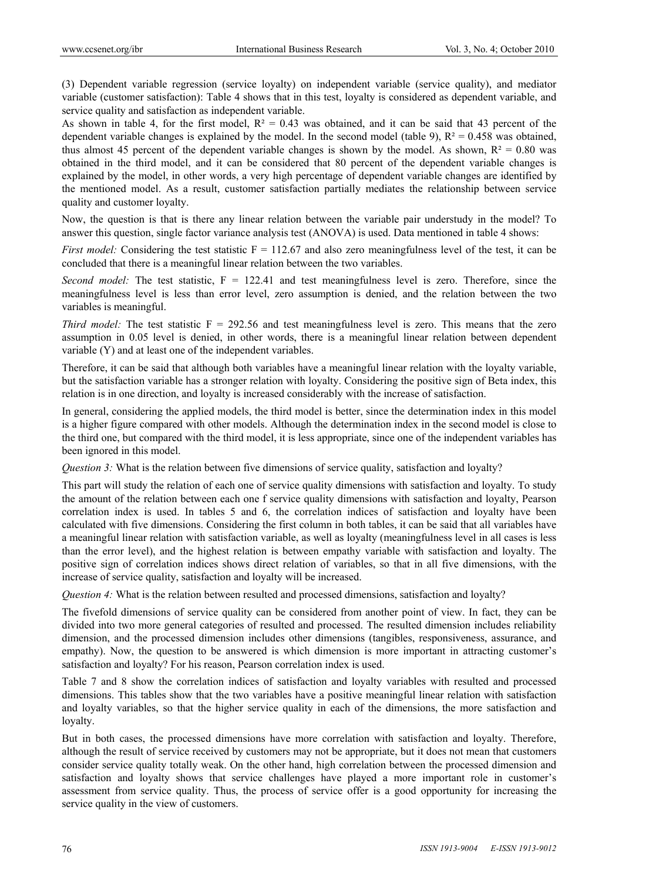(3) Dependent variable regression (service loyalty) on independent variable (service quality), and mediator variable (customer satisfaction): Table 4 shows that in this test, loyalty is considered as dependent variable, and service quality and satisfaction as independent variable.

As shown in table 4, for the first model, $R^2 = 0.43$ was obtained, and it can be said that 43 percent of the dependent variable changes is explained by the model. In the second model (table 9), $R^2 = 0.458$ was obtained, thus almost 45 percent of the dependent variable changes is shown by the model. As shown, $R^2 = 0.80$ was obtained in the third model, and it can be considered that 80 percent of the dependent variable changes is explained by the model, in other words, a very high percentage of dependent variable changes are identified by the mentioned model. As a result, customer satisfaction partially mediates the relationship between service quality and customer loyalty.

Now, the question is that is there any linear relation between the variable pair understudy in the model? To answer this question, single factor variance analysis test (ANOVA) is used. Data mentioned in table 4 shows:

*First model:* Considering the test statistic $F = 112.67$ and also zero meaningfulness level of the test, it can be concluded that there is a meaningful linear relation between the two variables.

*Second model:* The test statistic, $F = 122.41$ and test meaningfulness level is zero. Therefore, since the meaningfulness level is less than error level, zero assumption is denied, and the relation between the two variables is meaningful.

*Third model:* The test statistic $F = 292.56$ and test meaningfulness level is zero. This means that the zero assumption in 0.05 level is denied, in other words, there is a meaningful linear relation between dependent variable (Y) and at least one of the independent variables.

Therefore, it can be said that although both variables have a meaningful linear relation with the loyalty variable, but the satisfaction variable has a stronger relation with loyalty. Considering the positive sign of Beta index, this relation is in one direction, and loyalty is increased considerably with the increase of satisfaction.

In general, considering the applied models, the third model is better, since the determination index in this model is a higher figure compared with other models. Although the determination index in the second model is close to the third one, but compared with the third model, it is less appropriate, since one of the independent variables has been ignored in this model.

*Question 3:* What is the relation between five dimensions of service quality, satisfaction and loyalty?

This part will study the relation of each one of service quality dimensions with satisfaction and loyalty. To study the amount of the relation between each one f service quality dimensions with satisfaction and loyalty, Pearson correlation index is used. In tables 5 and 6, the correlation indices of satisfaction and loyalty have been calculated with five dimensions. Considering the first column in both tables, it can be said that all variables have a meaningful linear relation with satisfaction variable, as well as loyalty (meaningfulness level in all cases is less than the error level), and the highest relation is between empathy variable with satisfaction and loyalty. The positive sign of correlation indices shows direct relation of variables, so that in all five dimensions, with the increase of service quality, satisfaction and loyalty will be increased.

*Question 4:* What is the relation between resulted and processed dimensions, satisfaction and loyalty?

The fivefold dimensions of service quality can be considered from another point of view. In fact, they can be divided into two more general categories of resulted and processed. The resulted dimension includes reliability dimension, and the processed dimension includes other dimensions (tangibles, responsiveness, assurance, and empathy). Now, the question to be answered is which dimension is more important in attracting customer's satisfaction and loyalty? For his reason, Pearson correlation index is used.

Table 7 and 8 show the correlation indices of satisfaction and loyalty variables with resulted and processed dimensions. This tables show that the two variables have a positive meaningful linear relation with satisfaction and loyalty variables, so that the higher service quality in each of the dimensions, the more satisfaction and loyalty.

But in both cases, the processed dimensions have more correlation with satisfaction and loyalty. Therefore, although the result of service received by customers may not be appropriate, but it does not mean that customers consider service quality totally weak. On the other hand, high correlation between the processed dimension and satisfaction and loyalty shows that service challenges have played a more important role in customer's assessment from service quality. Thus, the process of service offer is a good opportunity for increasing the service quality in the view of customers.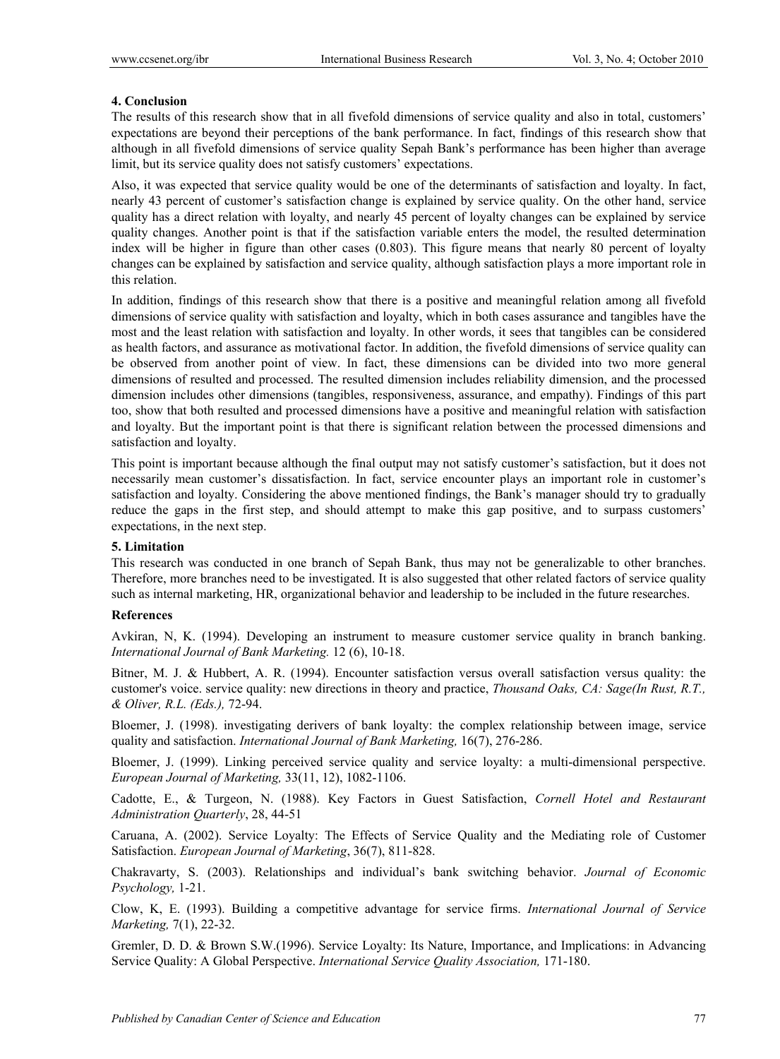## 4. Conclusion

The results of this research show that in all fivefold dimensions of service quality and also in total, customers' expectations are beyond their perceptions of the bank performance. In fact, findings of this research show that although in all fivefold dimensions of service quality Sepah Bank's performance has been higher than average limit, but its service quality does not satisfy customers' expectations.

Also, it was expected that service quality would be one of the determinants of satisfaction and loyalty. In fact, nearly 43 percent of customer's satisfaction change is explained by service quality. On the other hand, service quality has a direct relation with loyalty, and nearly 45 percent of loyalty changes can be explained by service quality changes. Another point is that if the satisfaction variable enters the model, the resulted determination index will be higher in figure than other cases (0.803). This figure means that nearly 80 percent of loyalty changes can be explained by satisfaction and service quality, although satisfaction plays a more important role in this relation.

In addition, findings of this research show that there is a positive and meaningful relation among all fivefold dimensions of service quality with satisfaction and loyalty, which in both cases assurance and tangibles have the most and the least relation with satisfaction and loyalty. In other words, it sees that tangibles can be considered as health factors, and assurance as motivational factor. In addition, the fivefold dimensions of service quality can be observed from another point of view. In fact, these dimensions can be divided into two more general dimensions of resulted and processed. The resulted dimension includes reliability dimension, and the processed dimension includes other dimensions (tangibles, responsiveness, assurance, and empathy). Findings of this part too, show that both resulted and processed dimensions have a positive and meaningful relation with satisfaction and loyalty. But the important point is that there is significant relation between the processed dimensions and satisfaction and loyalty.

This point is important because although the final output may not satisfy customer's satisfaction, but it does not necessarily mean customer's dissatisfaction. In fact, service encounter plays an important role in customer's satisfaction and loyalty. Considering the above mentioned findings, the Bank's manager should try to gradually reduce the gaps in the first step, and should attempt to make this gap positive, and to surpass customers' expectations, in the next step.

## 5. Limitation

This research was conducted in one branch of Sepah Bank, thus may not be generalizable to other branches. Therefore, more branches need to be investigated. It is also suggested that other related factors of service quality such as internal marketing, HR, organizational behavior and leadership to be included in the future researches.

## References

Avkiran, N, K. (1994). Developing an instrument to measure customer service quality in branch banking. *International Journal of Bank Marketing.* 12 (6), 10-18.

Bitner, M. J. & Hubbert, A. R. (1994). Encounter satisfaction versus overall satisfaction versus quality: the customer's voice. service quality: new directions in theory and practice, *Thousand Oaks, CA: Sage(In Rust, R.T., & Oliver, R.L. (Eds.),* 72-94.

Bloemer, J. (1998). investigating derivers of bank loyalty: the complex relationship between image, service quality and satisfaction. *International Journal of Bank Marketing,* 16(7), 276-286.

Bloemer, J. (1999). Linking perceived service quality and service loyalty: a multi-dimensional perspective. *European Journal of Marketing,* 33(11, 12), 1082-1106.

Cadotte, E., & Turgeon, N. (1988). Key Factors in Guest Satisfaction, *Cornell Hotel and Restaurant Administration Quarterly*, 28, 44-51

Caruana, A. (2002). Service Loyalty: The Effects of Service Quality and the Mediating role of Customer Satisfaction. *European Journal of Marketing*, 36(7), 811-828.

Chakravarty, S. (2003). Relationships and individual's bank switching behavior. *Journal of Economic Psychology,* 1-21.

Clow, K, E. (1993). Building a competitive advantage for service firms. *International Journal of Service Marketing,* 7(1), 22-32.

Gremler, D. D. & Brown S.W.(1996). Service Loyalty: Its Nature, Importance, and Implications: in Advancing Service Quality: A Global Perspective. *International Service Quality Association,* 171-180.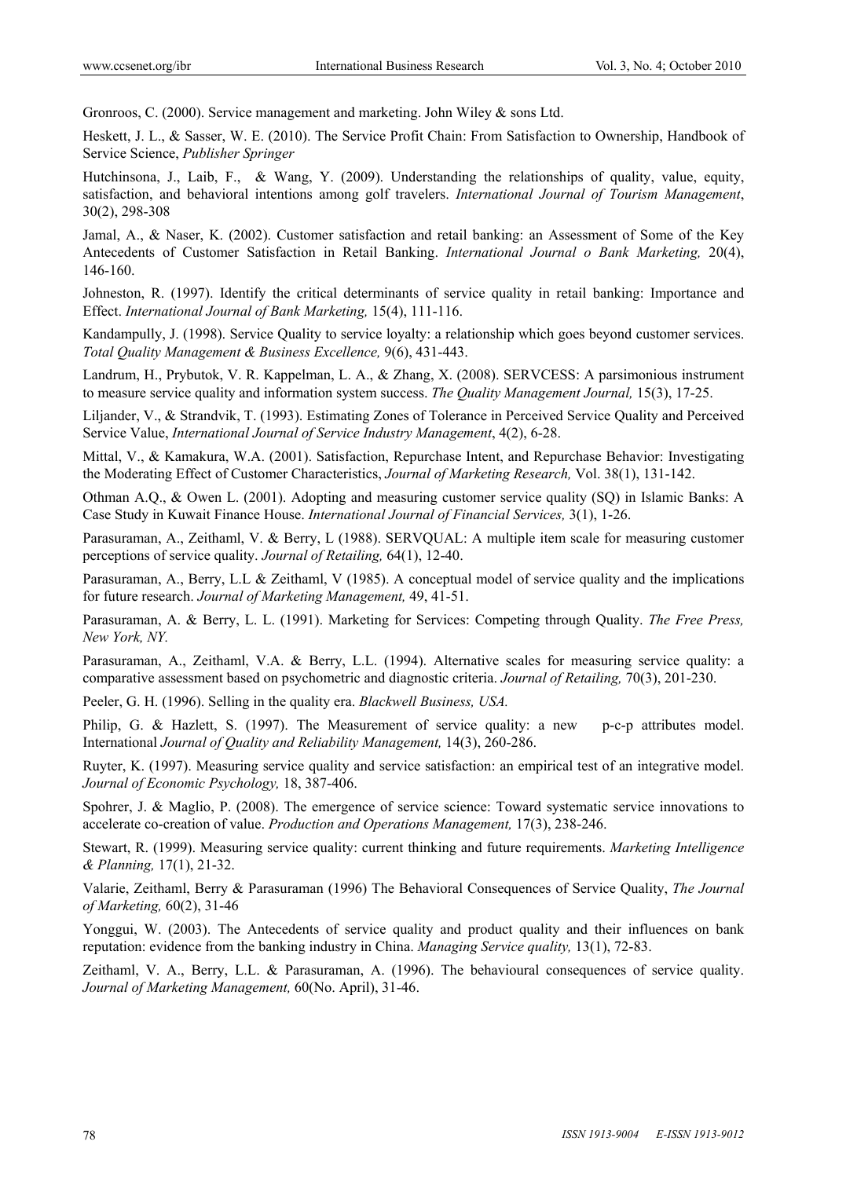Gronroos, C. (2000). Service management and marketing. John Wiley & sons Ltd.

Heskett, J. L., & Sasser, W. E. (2010). The Service Profit Chain: From Satisfaction to Ownership, Handbook of Service Science, *Publisher Springer*

Hutchinsona, J., Laib, F., & Wang, Y. (2009). Understanding the relationships of quality, value, equity, satisfaction, and behavioral intentions among golf travelers. *International Journal of Tourism Management*, 30(2), 298-308

Jamal, A., & Naser, K. (2002). Customer satisfaction and retail banking: an Assessment of Some of the Key Antecedents of Customer Satisfaction in Retail Banking. *International Journal o Bank Marketing,* 20(4), 146-160.

Johneston, R. (1997). Identify the critical determinants of service quality in retail banking: Importance and Effect. *International Journal of Bank Marketing,* 15(4), 111-116.

Kandampully, J. (1998). Service Quality to service loyalty: a relationship which goes beyond customer services. *Total Quality Management & Business Excellence,* 9(6), 431-443.

Landrum, H., Prybutok, V. R. Kappelman, L. A., & Zhang, X. (2008). SERVCESS: A parsimonious instrument to measure service quality and information system success. *The Quality Management Journal,* 15(3), 17-25.

Liljander, V., & Strandvik, T. (1993). Estimating Zones of Tolerance in Perceived Service Quality and Perceived Service Value, *International Journal of Service Industry Management*, 4(2), 6-28.

Mittal, V., & Kamakura, W.A. (2001). Satisfaction, Repurchase Intent, and Repurchase Behavior: Investigating the Moderating Effect of Customer Characteristics, *Journal of Marketing Research,* Vol. 38(1), 131-142.

Othman A.Q., & Owen L. (2001). Adopting and measuring customer service quality (SQ) in Islamic Banks: A Case Study in Kuwait Finance House. *International Journal of Financial Services,* 3(1), 1-26.

Parasuraman, A., Zeithaml, V. & Berry, L (1988). SERVQUAL: A multiple item scale for measuring customer perceptions of service quality. *Journal of Retailing,* 64(1), 12-40.

Parasuraman, A., Berry, L.L & Zeithaml, V (1985). A conceptual model of service quality and the implications for future research. *Journal of Marketing Management,* 49, 41-51.

Parasuraman, A. & Berry, L. L. (1991). Marketing for Services: Competing through Quality. *The Free Press, New York, NY.*

Parasuraman, A., Zeithaml, V.A. & Berry, L.L. (1994). Alternative scales for measuring service quality: a comparative assessment based on psychometric and diagnostic criteria. *Journal of Retailing,* 70(3), 201-230.

Peeler, G. H. (1996). Selling in the quality era. *Blackwell Business, USA.*

Philip, G. & Hazlett, S. (1997). The Measurement of service quality: a new p-c-p attributes model. International *Journal of Quality and Reliability Management,* 14(3), 260-286.

Ruyter, K. (1997). Measuring service quality and service satisfaction: an empirical test of an integrative model. *Journal of Economic Psychology,* 18, 387-406.

Spohrer, J. & Maglio, P. (2008). The emergence of service science: Toward systematic service innovations to accelerate co-creation of value. *Production and Operations Management,* 17(3), 238-246.

Stewart, R. (1999). Measuring service quality: current thinking and future requirements. *Marketing Intelligence & Planning,* 17(1), 21-32.

Valarie, Zeithaml, Berry & Parasuraman (1996) The Behavioral Consequences of Service Quality, *The Journal of Marketing,* 60(2), 31-46

Yonggui, W. (2003). The Antecedents of service quality and product quality and their influences on bank reputation: evidence from the banking industry in China. *Managing Service quality,* 13(1), 72-83.

Zeithaml, V. A., Berry, L.L. & Parasuraman, A. (1996). The behavioural consequences of service quality. *Journal of Marketing Management,* 60(No. April), 31-46.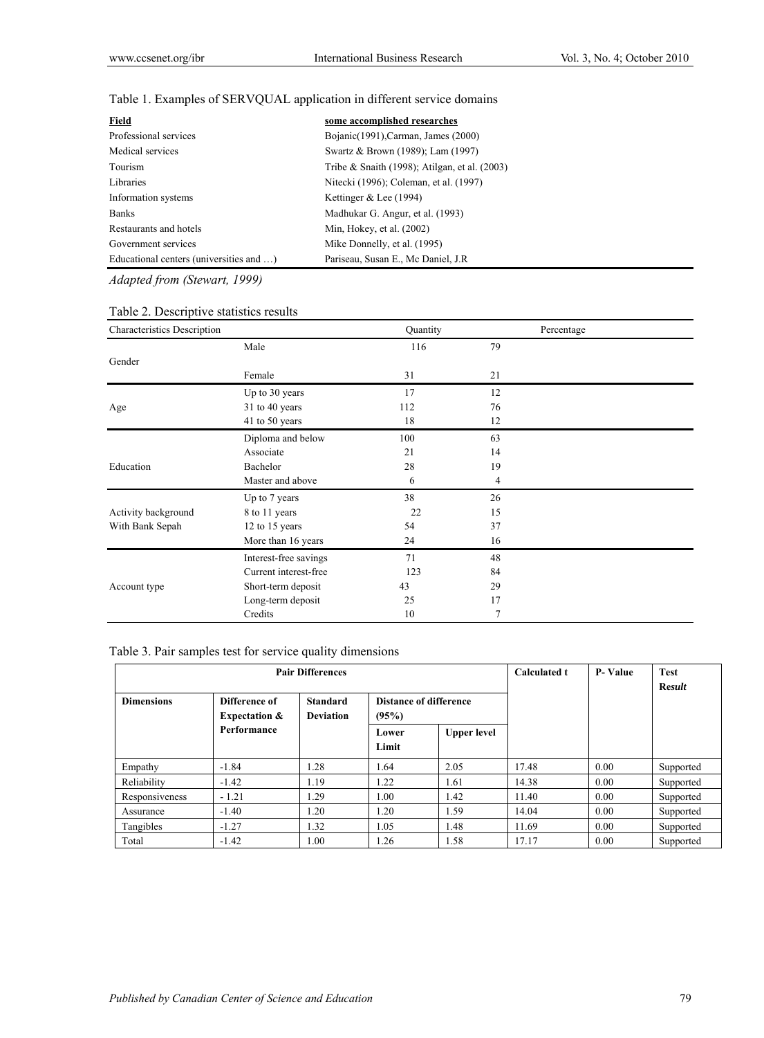Table 1. Examples of SERVQUAL application in different service domains

| Field | some accomplished researches |
|---|---|
| Professional services | Bojanic(1991),Carman, James (2000) |
| Medical services | Swartz & Brown (1989); Lam (1997) |
| Tourism | Tribe & Snaith (1998); Atilgan, et al. (2003) |
| Libraries | Nitecki (1996); Coleman, et al. (1997) |
| Information systems | Kettinger & Lee (1994) |
| Banks | Madhukar G. Angur, et al. (1993) |
| Restaurants and hotels | Min, Hokey, et al. (2002) |
| Government services | Mike Donnelly, et al. (1995) |
| Educational centers (universities and …) | Pariseau, Susan E., Mc Daniel, J.R |

*Adapted from (Stewart, 1999)*

Table 2. Descriptive statistics results

| Characteristics Description | | Quantity | Percentage |
|---|---|---|---|
| Gender | Male | 116 | 79 |
| | Female | 31 | 21 |
| Age | Up to 30 years | 17 | 12 |
| | 31 to 40 years | 112 | 76 |
| | 41 to 50 years | 18 | 12 |
| Education | Diploma and below | 100 | 63 |
| | Associate | 21 | 14 |
| | Bachelor | 28 | 19 |
| | Master and above | 6 | 4 |
| Activity background With Bank Sepah | Up to 7 years | 38 | 26 |
| | 8 to 11 years | 22 | 15 |
| | 12 to 15 years | 54 | 37 |
| | More than 16 years | 24 | 16 |
| Account type | Interest-free savings | 71 | 48 |
| | Current interest-free | 123 | 84 |
| | Short-term deposit | 43 | 29 |
| | Long-term deposit | 25 | 17 |
| | Credits | 10 | 7 |

Table 3. Pair samples test for service quality dimensions

| Pair Differences | | | | | Calculated t | P- Value | Test Result |
|---|---|---|---|---|---|---|---|
| Dimensions | Difference of Expectation & Performance | Standard Deviation | Distance of difference (95%) | | | | |
| | | | Lower Limit | Upper level | | | |
| Empathy | -1.84 | 1.28 | 1.64 | 2.05 | 17.48 | 0.00 | Supported |
| Reliability | -1.42 | 1.19 | 1.22 | 1.61 | 14.38 | 0.00 | Supported |
| Responsiveness | - 1.21 | 1.29 | 1.00 | 1.42 | 11.40 | 0.00 | Supported |
| Assurance | -1.40 | 1.20 | 1.20 | 1.59 | 14.04 | 0.00 | Supported |
| Tangibles | -1.27 | 1.32 | 1.05 | 1.48 | 11.69 | 0.00 | Supported |
| Total | -1.42 | 1.00 | 1.26 | 1.58 | 17.17 | 0.00 | Supported |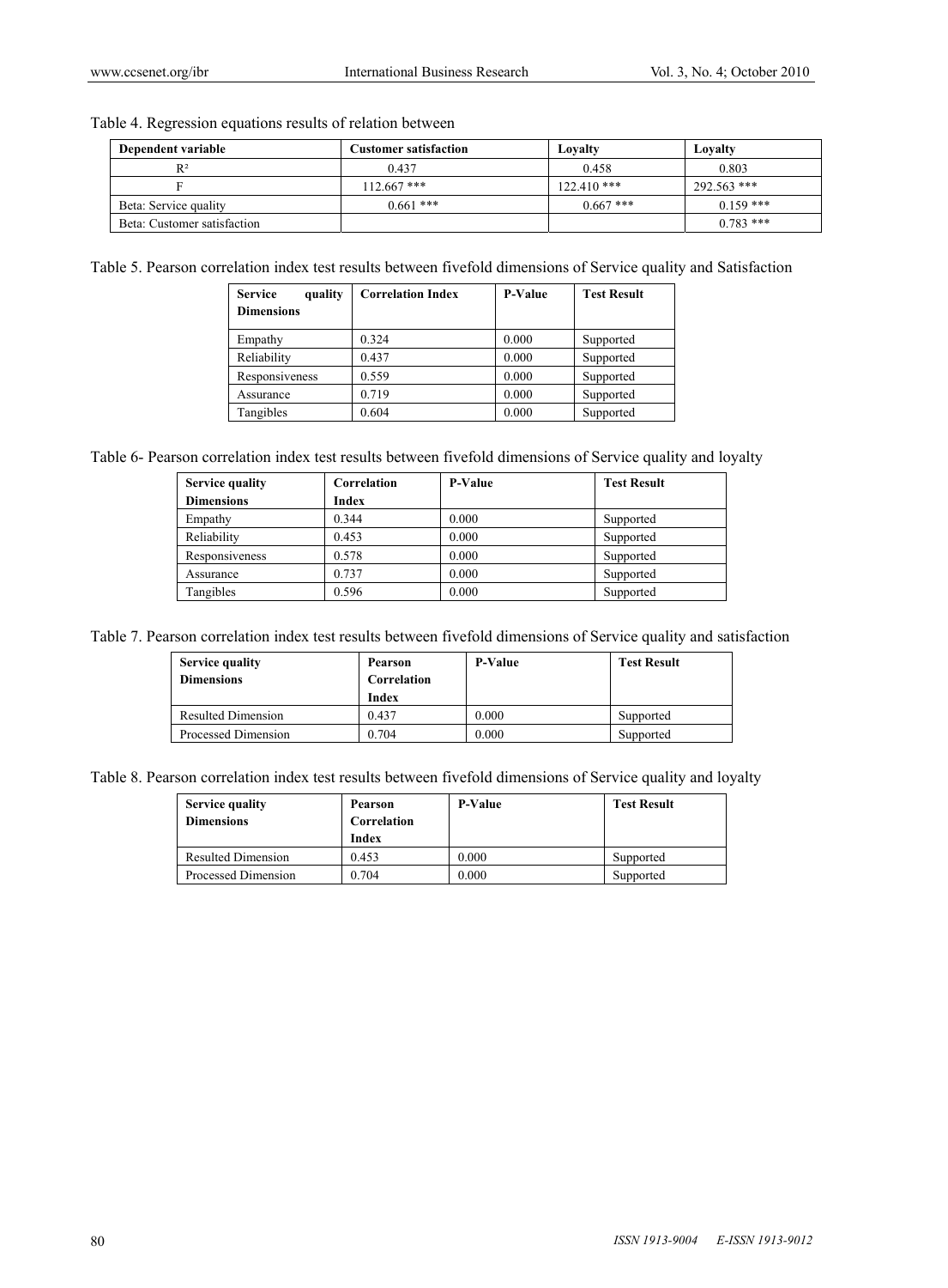Table 4. Regression equations results of relation between

| Dependent variable | Customer satisfaction | Loyalty | Loyalty |
|---|---|---|---|
| $R^2$ | 0.437 | 0.458 | 0.803 |
| F | 112.667 *** | 122.410 *** | 292.563 *** |
| Beta: Service quality | 0.661 *** | 0.667 *** | 0.159 *** |
| Beta: Customer satisfaction | | | 0.783 *** |

Table 5. Pearson correlation index test results between fivefold dimensions of Service quality and Satisfaction

| Service quality Dimensions | Correlation Index | P-Value | Test Result |
|---|---|---|---|
| Empathy | 0.324 | 0.000 | Supported |
| Reliability | 0.437 | 0.000 | Supported |
| Responsiveness | 0.559 | 0.000 | Supported |
| Assurance | 0.719 | 0.000 | Supported |
| Tangibles | 0.604 | 0.000 | Supported |

Table 6- Pearson correlation index test results between fivefold dimensions of Service quality and loyalty

| Service quality Dimensions | Correlation Index | P-Value | Test Result |
|---|---|---|---|
| Empathy | 0.344 | 0.000 | Supported |
| Reliability | 0.453 | 0.000 | Supported |
| Responsiveness | 0.578 | 0.000 | Supported |
| Assurance | 0.737 | 0.000 | Supported |
| Tangibles | 0.596 | 0.000 | Supported |

Table 7. Pearson correlation index test results between fivefold dimensions of Service quality and satisfaction

| Service quality Dimensions | Pearson Correlation Index | P-Value | Test Result |
|---|---|---|---|
| Resulted Dimension | 0.437 | 0.000 | Supported |
| Processed Dimension | 0.704 | 0.000 | Supported |

Table 8. Pearson correlation index test results between fivefold dimensions of Service quality and loyalty

| Service quality Dimensions | Pearson Correlation Index | P-Value | Test Result |
|---|---|---|---|
| Resulted Dimension | 0.453 | 0.000 | Supported |
| Processed Dimension | 0.704 | 0.000 | Supported |